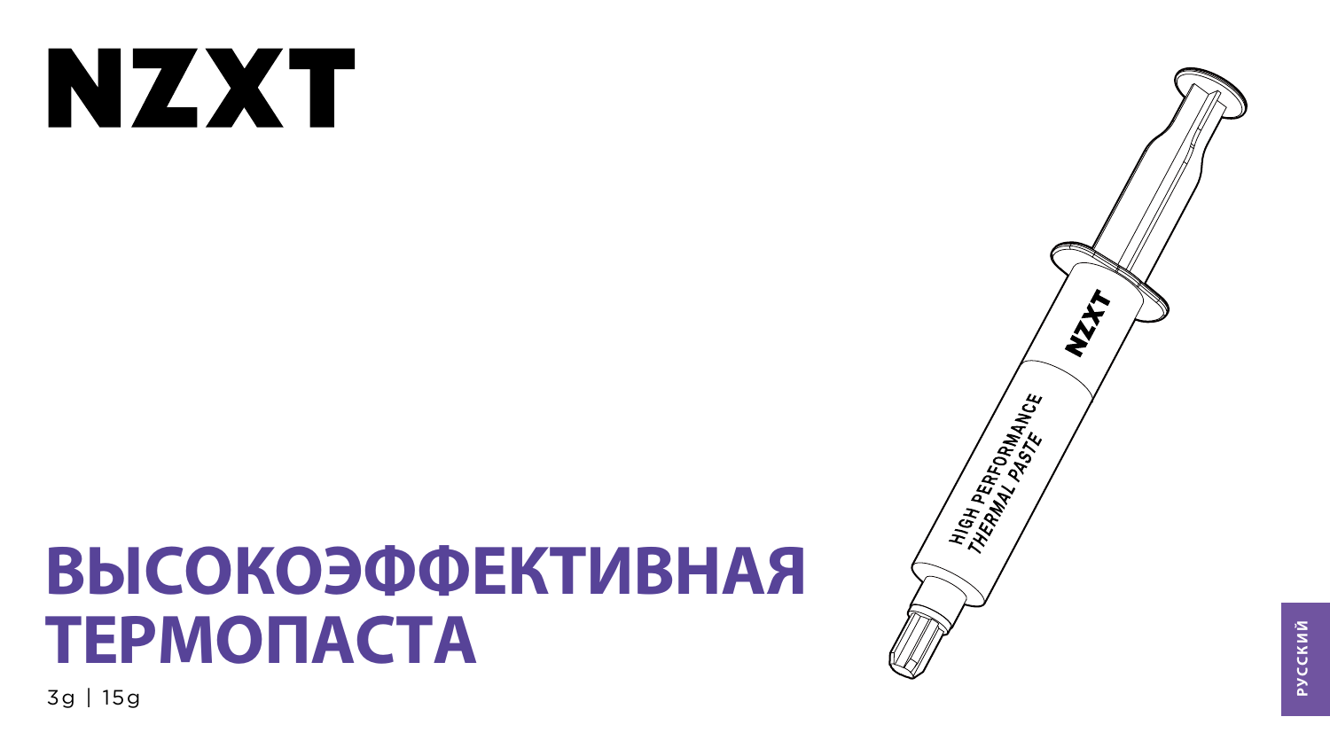# NZXT

# ВЫСОКОЭФФЕКТИВНАЯ ТЕРМОПАСТА

3g | 15g

РУССКИЙ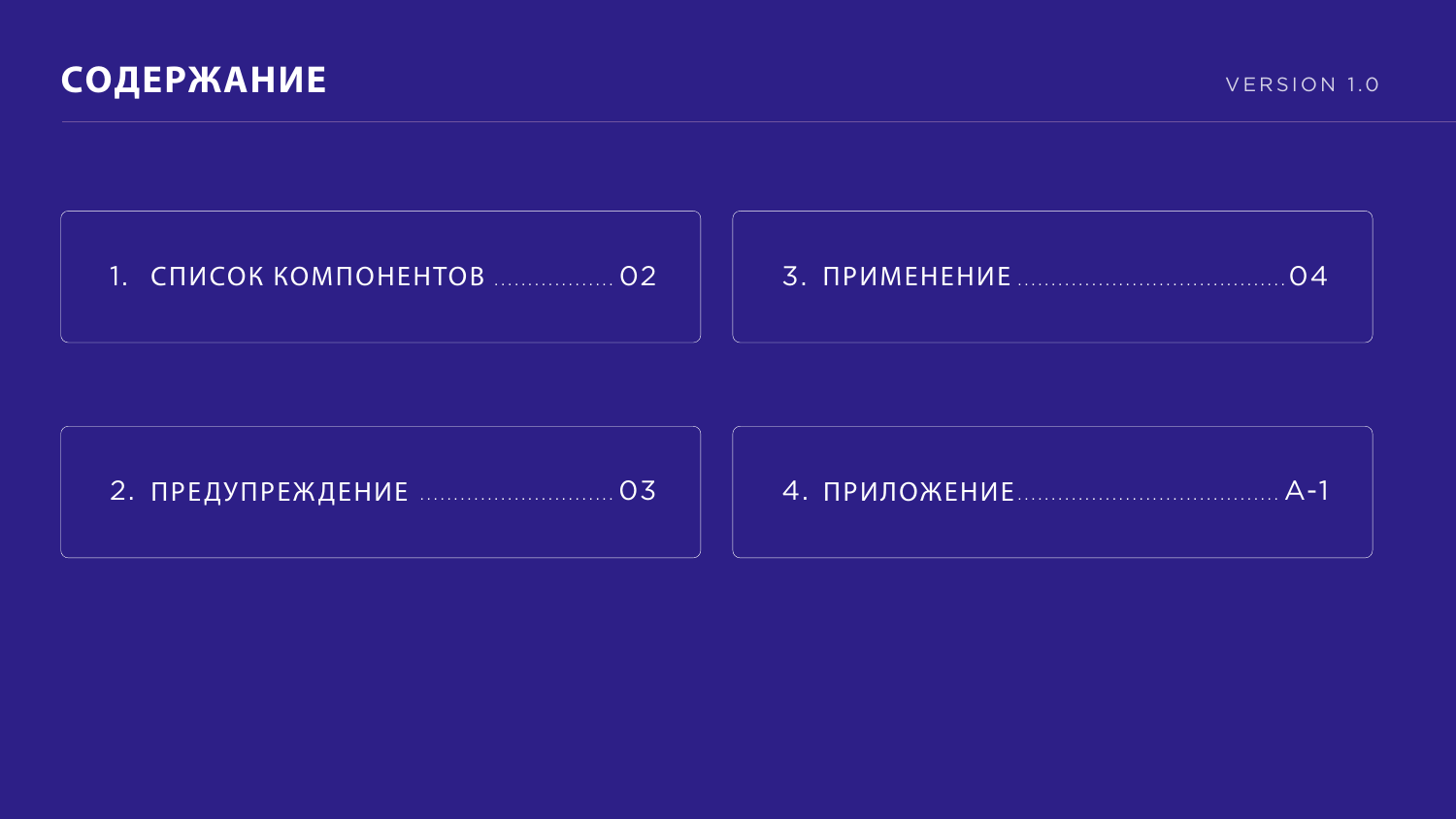# СОДЕРЖАНИЕ

VERSION 1.0

1. СПИСОК КОМПОНЕНТОВ .................. 02
2. ПРЕДУПРЕЖДЕНИЕ ............................ 03
3. ПРИМЕНЕНИЕ ....................................... 04
4. ПРИЛОЖЕНИЕ ..................................... A-1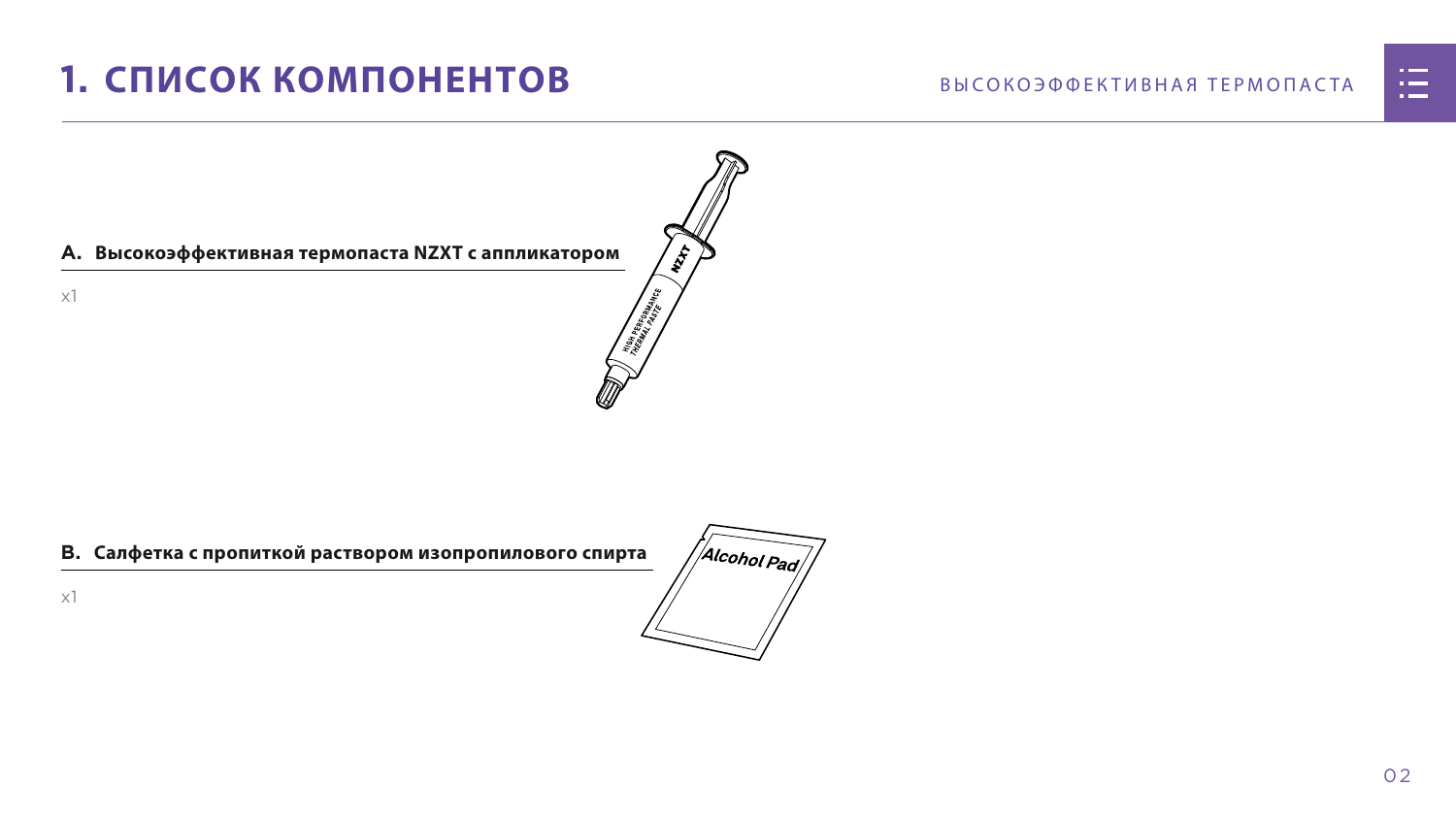# 1. СПИСОК КОМПОНЕНТОВ

**A. Высокоэффективная термопаста NZXT с аппликатором**

x1

**B. Салфетка с пропиткой раствором изопропилового спирта**

x1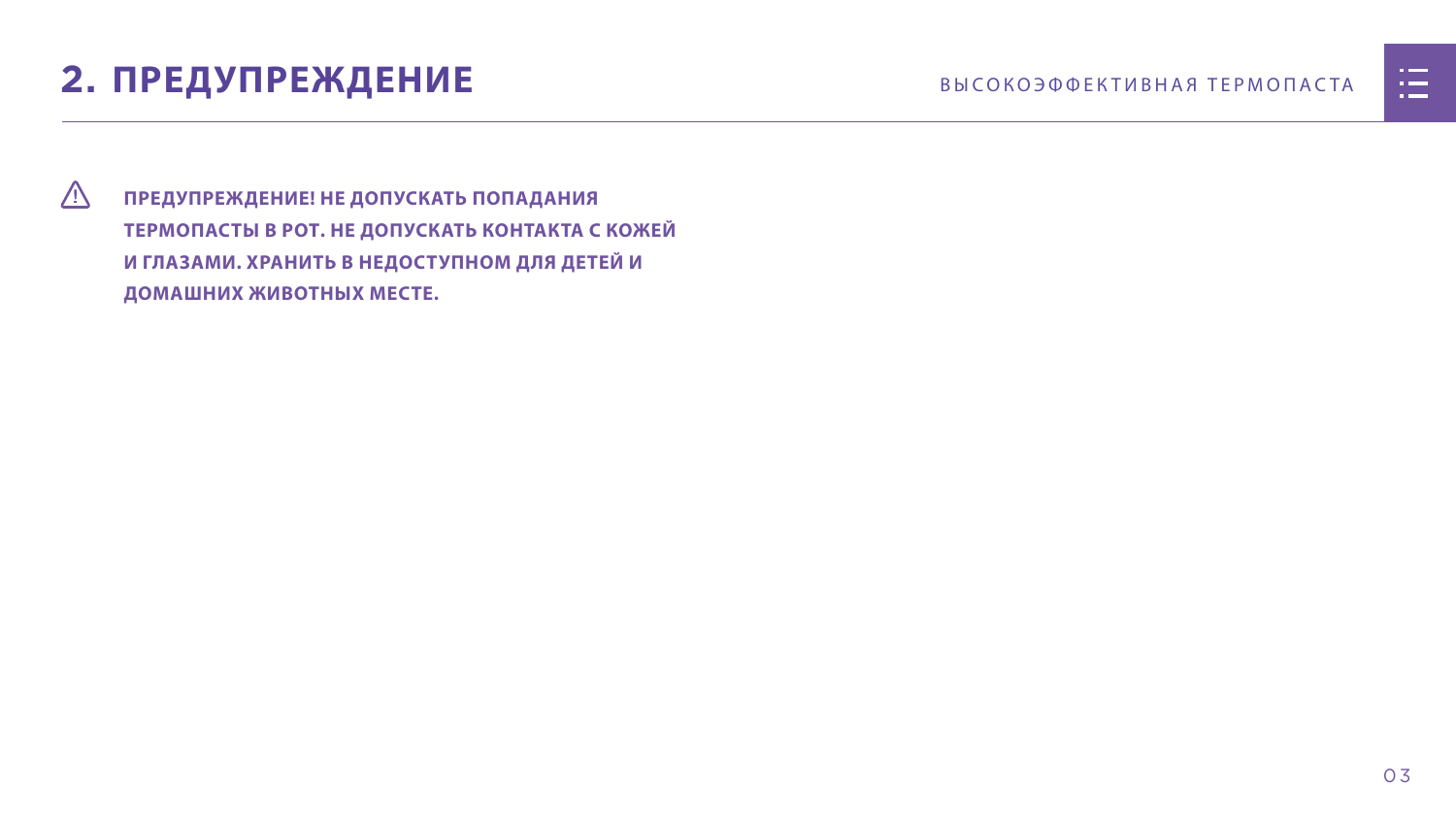## 2. ПРЕДУПРЕЖДЕНИЕ

⚠ **ПРЕДУПРЕЖДЕНИЕ! НЕ ДОПУСКАТЬ ПОПАДАНИЯ ТЕРМОПАСТЫ В РОТ. НЕ ДОПУСКАТЬ КОНТАКТА С КОЖЕЙ И ГЛАЗАМИ. ХРАНИТЬ В НЕДОСТУПНОМ ДЛЯ ДЕТЕЙ И ДОМАШНИХ ЖИВОТНЫХ МЕСТЕ.**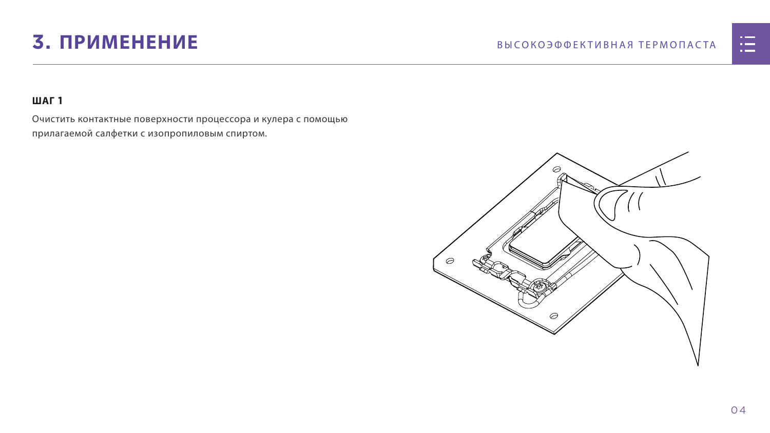# 3. ПРИМЕНЕНИЕ

**ШАГ 1**

Очистить контактные поверхности процессора и кулера с помощью прилагаемой салфетки с изопропиловым спиртом.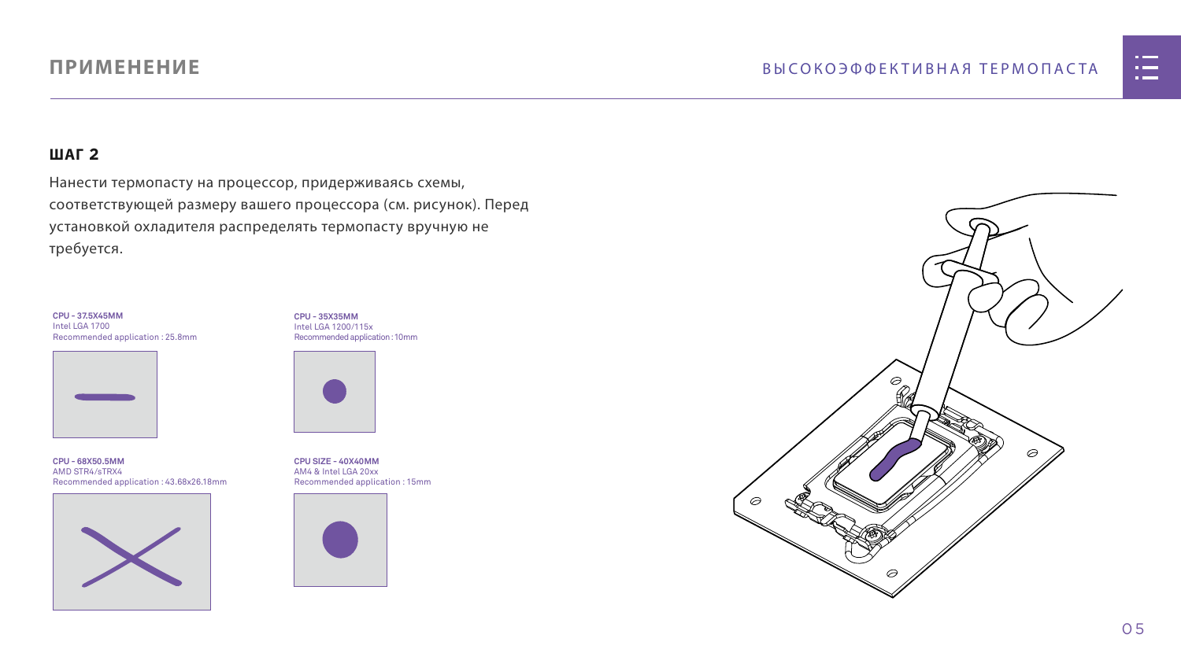## ПРИМЕНЕНИЕ

### ШАГ 2

Нанести термопасту на процессор, придерживаясь схемы, соответствующей размеру вашего процессора (см. рисунок). Перед установкой охладителя распределять термопасту вручную не требуется.

**CPU - 37.5X45MM**
Intel LGA 1700
Recommended application : 25.8mm

**CPU - 35X35MM**
Intel LGA 1200/115x
Recommended application : 10mm

**CPU - 68X50.5MM**
AMD STR4/sTRX4
Recommended application : 43.68x26.18mm

**CPU SIZE - 40X40MM**
AM4 & Intel LGA 20xx
Recommended application : 15mm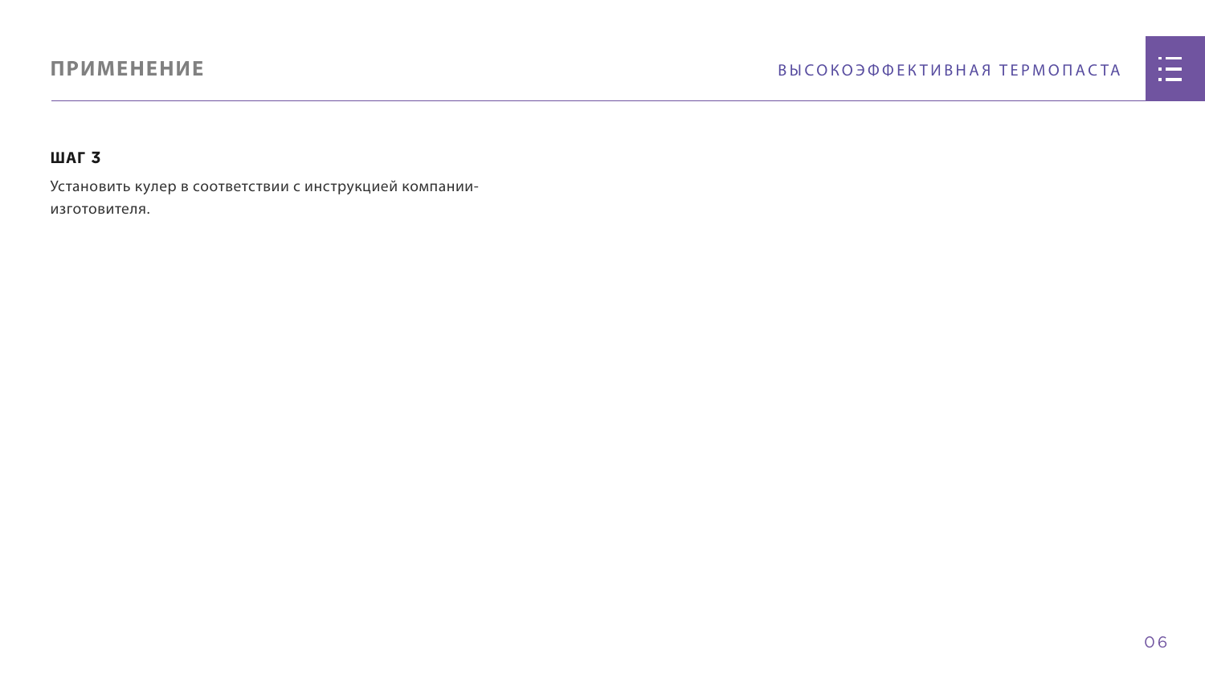## ШАГ 3

Установить кулер в соответствии с инструкцией компании-изготовителя.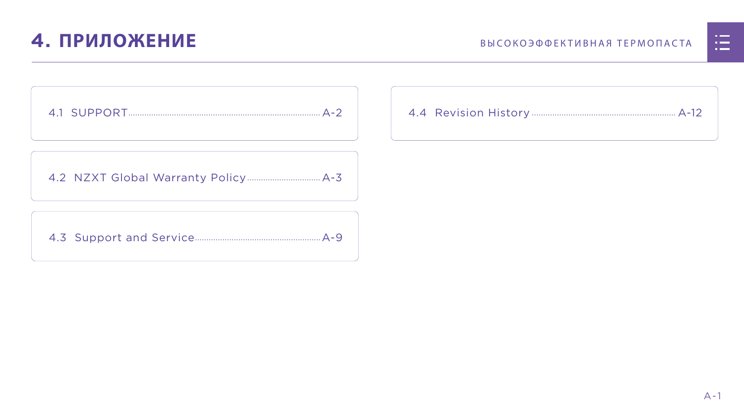# 4. ПРИЛОЖЕНИЕ

4.1 SUPPORT ........ A-2

4.2 NZXT Global Warranty Policy ........ A-3

4.3 Support and Service ........ A-9

4.4 Revision History ........ A-12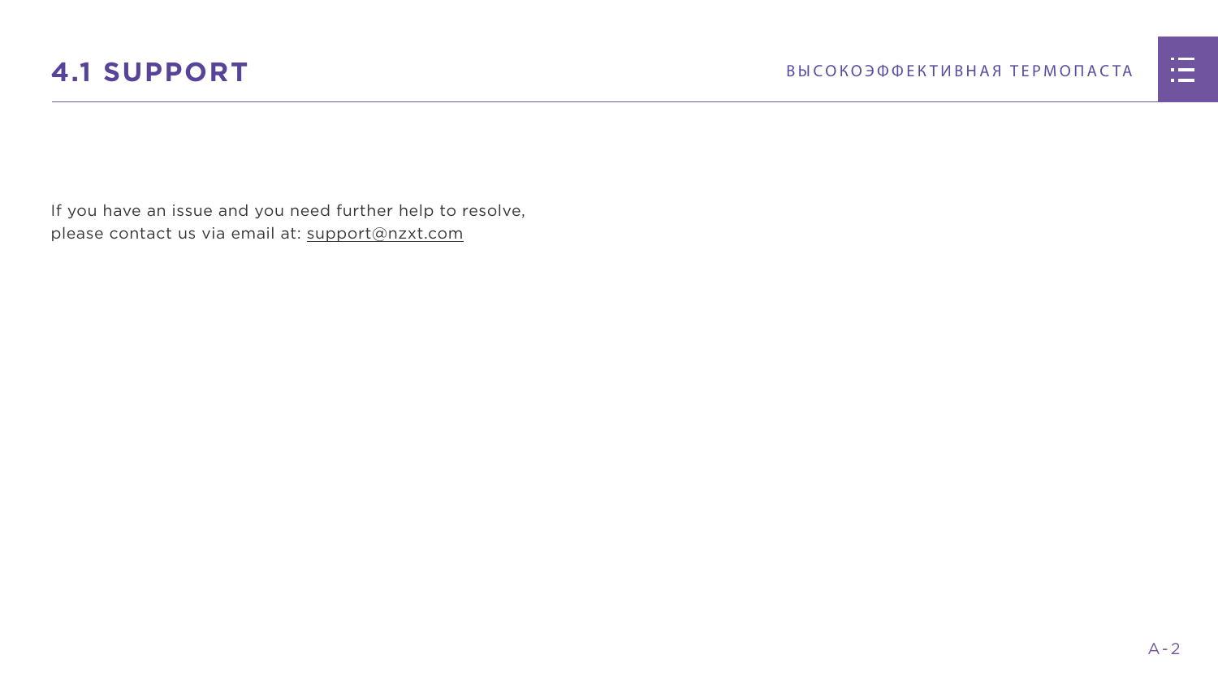# 4.1 SUPPORT

If you have an issue and you need further help to resolve, please contact us via email at: support@nzxt.com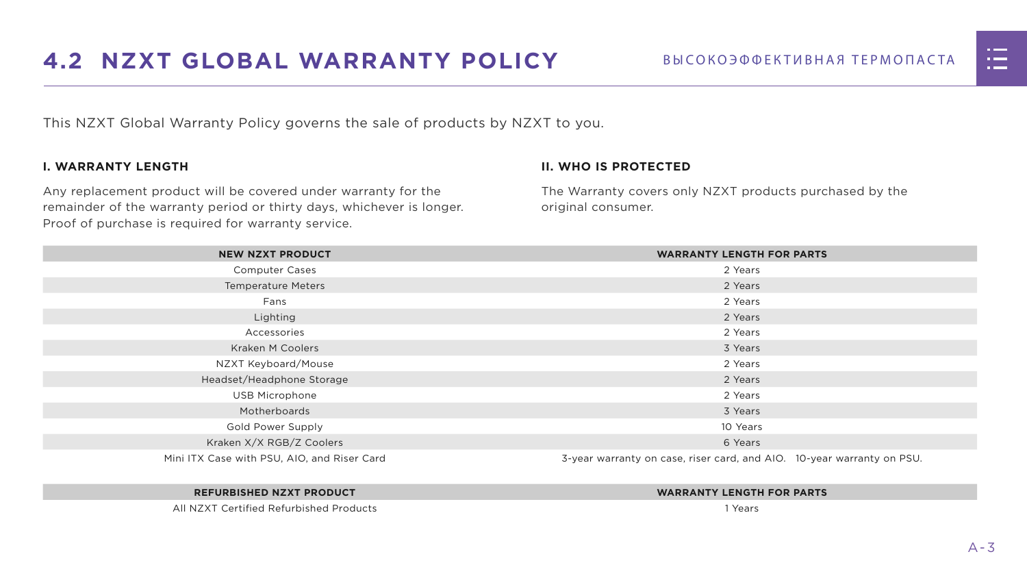## 4.2 NZXT GLOBAL WARRANTY POLICY

This NZXT Global Warranty Policy governs the sale of products by NZXT to you.

### I. WARRANTY LENGTH

Any replacement product will be covered under warranty for the remainder of the warranty period or thirty days, whichever is longer. Proof of purchase is required for warranty service.

### II. WHO IS PROTECTED

The Warranty covers only NZXT products purchased by the original consumer.

| NEW NZXT PRODUCT | WARRANTY LENGTH FOR PARTS |
|---|---|
| Computer Cases | 2 Years |
| Temperature Meters | 2 Years |
| Fans | 2 Years |
| Lighting | 2 Years |
| Accessories | 2 Years |
| Kraken M Coolers | 3 Years |
| NZXT Keyboard/Mouse | 2 Years |
| Headset/Headphone Storage | 2 Years |
| USB Microphone | 2 Years |
| Motherboards | 3 Years |
| Gold Power Supply | 10 Years |
| Kraken X/X RGB/Z Coolers | 6 Years |
| Mini ITX Case with PSU, AIO, and Riser Card | 3-year warranty on case, riser card, and AIO. 10-year warranty on PSU. |

| REFURBISHED NZXT PRODUCT | WARRANTY LENGTH FOR PARTS |
|---|---|
| All NZXT Certified Refurbished Products | 1 Years |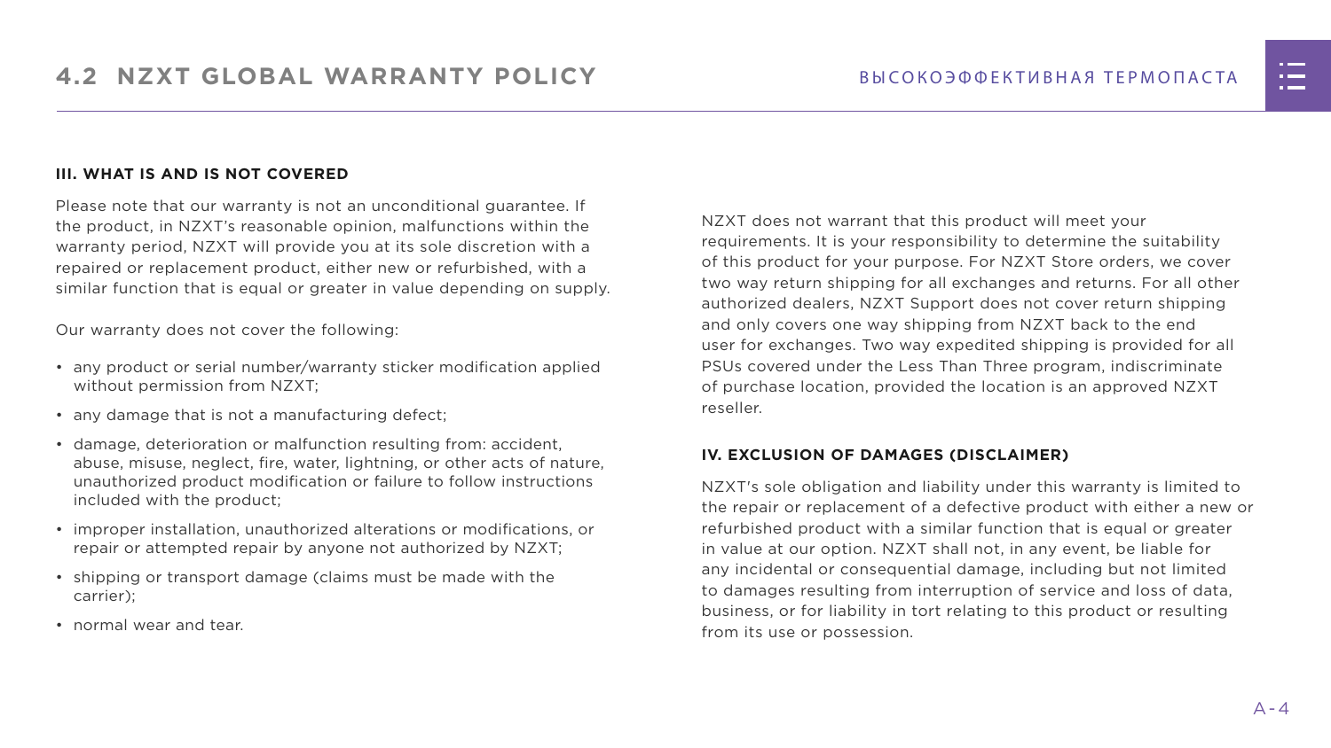## 4.2 NZXT GLOBAL WARRANTY POLICY

### III. WHAT IS AND IS NOT COVERED

Please note that our warranty is not an unconditional guarantee. If the product, in NZXT's reasonable opinion, malfunctions within the warranty period, NZXT will provide you at its sole discretion with a repaired or replacement product, either new or refurbished, with a similar function that is equal or greater in value depending on supply.

Our warranty does not cover the following:

- any product or serial number/warranty sticker modification applied without permission from NZXT;
- any damage that is not a manufacturing defect;
- damage, deterioration or malfunction resulting from: accident, abuse, misuse, neglect, fire, water, lightning, or other acts of nature, unauthorized product modification or failure to follow instructions included with the product;
- improper installation, unauthorized alterations or modifications, or repair or attempted repair by anyone not authorized by NZXT;
- shipping or transport damage (claims must be made with the carrier);
- normal wear and tear.

NZXT does not warrant that this product will meet your requirements. It is your responsibility to determine the suitability of this product for your purpose. For NZXT Store orders, we cover two way return shipping for all exchanges and returns. For all other authorized dealers, NZXT Support does not cover return shipping and only covers one way shipping from NZXT back to the end user for exchanges. Two way expedited shipping is provided for all PSUs covered under the Less Than Three program, indiscriminate of purchase location, provided the location is an approved NZXT reseller.

### IV. EXCLUSION OF DAMAGES (DISCLAIMER)

NZXT's sole obligation and liability under this warranty is limited to the repair or replacement of a defective product with either a new or refurbished product with a similar function that is equal or greater in value at our option. NZXT shall not, in any event, be liable for any incidental or consequential damage, including but not limited to damages resulting from interruption of service and loss of data, business, or for liability in tort relating to this product or resulting from its use or possession.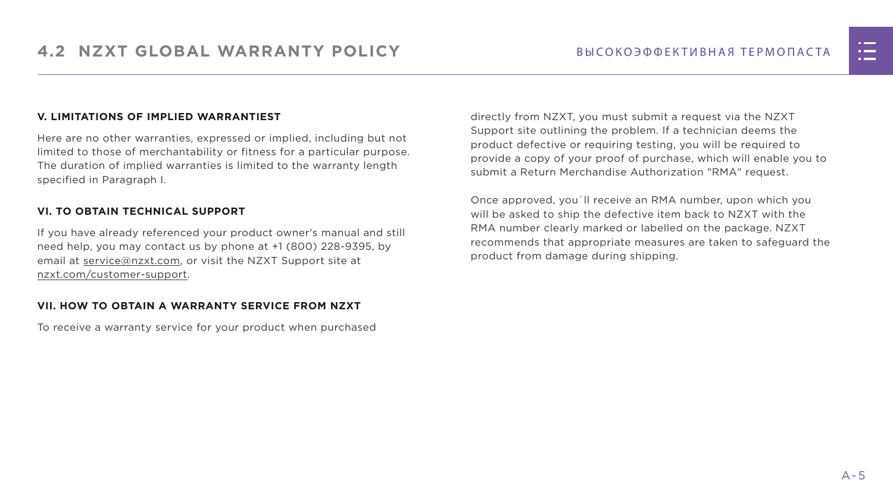### V. LIMITATIONS OF IMPLIED WARRANTIEST

Here are no other warranties, expressed or implied, including but not limited to those of merchantability or fitness for a particular purpose. The duration of implied warranties is limited to the warranty length specified in Paragraph I.

### VI. TO OBTAIN TECHNICAL SUPPORT

If you have already referenced your product owner's manual and still need help, you may contact us by phone at +1 (800) 228-9395, by email at service@nzxt.com, or visit the NZXT Support site at nzxt.com/customer-support.

### VII. HOW TO OBTAIN A WARRANTY SERVICE FROM NZXT

To receive a warranty service for your product when purchased directly from NZXT, you must submit a request via the NZXT Support site outlining the problem. If a technician deems the product defective or requiring testing, you will be required to provide a copy of your proof of purchase, which will enable you to submit a Return Merchandise Authorization "RMA" request.

Once approved, you`ll receive an RMA number, upon which you will be asked to ship the defective item back to NZXT with the RMA number clearly marked or labelled on the package. NZXT recommends that appropriate measures are taken to safeguard the product from damage during shipping.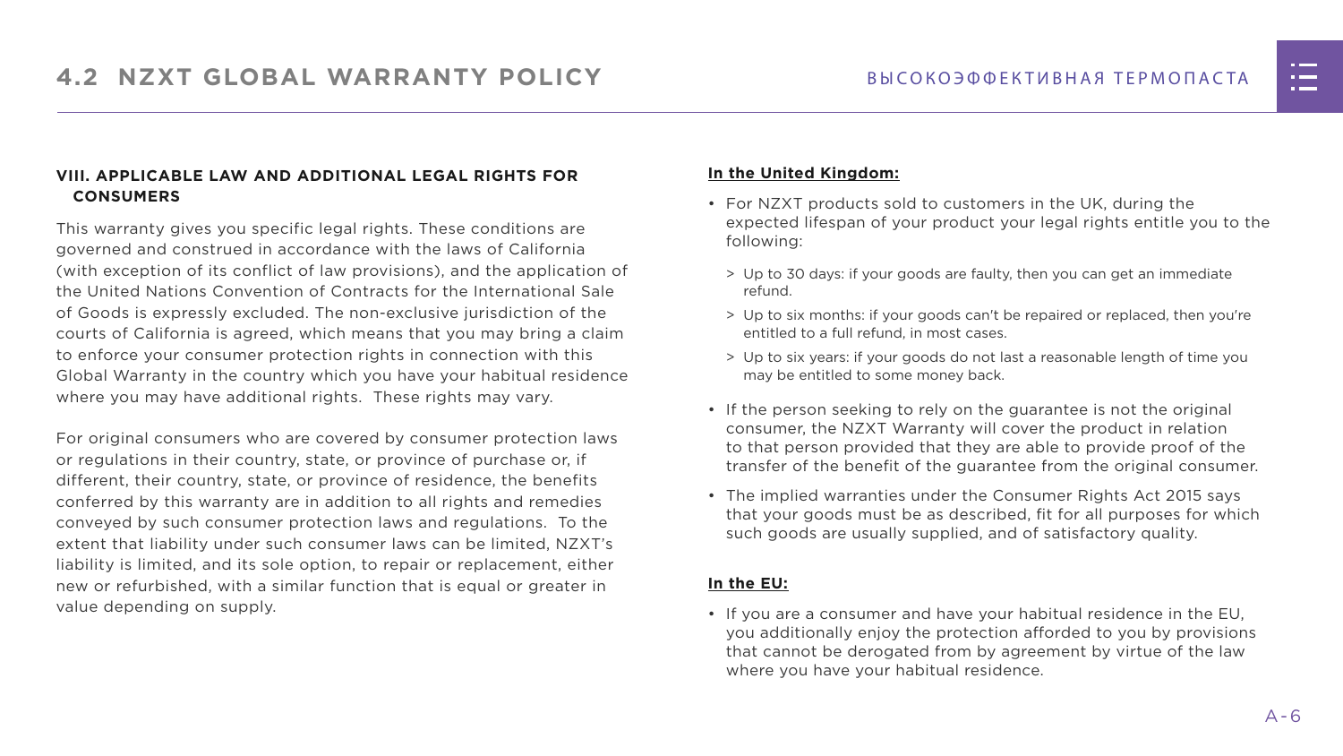## VIII. APPLICABLE LAW AND ADDITIONAL LEGAL RIGHTS FOR CONSUMERS

This warranty gives you specific legal rights. These conditions are governed and construed in accordance with the laws of California (with exception of its conflict of law provisions), and the application of the United Nations Convention of Contracts for the International Sale of Goods is expressly excluded. The non-exclusive jurisdiction of the courts of California is agreed, which means that you may bring a claim to enforce your consumer protection rights in connection with this Global Warranty in the country which you have your habitual residence where you may have additional rights. These rights may vary.

For original consumers who are covered by consumer protection laws or regulations in their country, state, or province of purchase or, if different, their country, state, or province of residence, the benefits conferred by this warranty are in addition to all rights and remedies conveyed by such consumer protection laws and regulations. To the extent that liability under such consumer laws can be limited, NZXT's liability is limited, and its sole option, to repair or replacement, either new or refurbished, with a similar function that is equal or greater in value depending on supply.

**In the United Kingdom:**

- For NZXT products sold to customers in the UK, during the expected lifespan of your product your legal rights entitle you to the following:
  - Up to 30 days: if your goods are faulty, then you can get an immediate refund.
  - Up to six months: if your goods can't be repaired or replaced, then you're entitled to a full refund, in most cases.
  - Up to six years: if your goods do not last a reasonable length of time you may be entitled to some money back.
- If the person seeking to rely on the guarantee is not the original consumer, the NZXT Warranty will cover the product in relation to that person provided that they are able to provide proof of the transfer of the benefit of the guarantee from the original consumer.
- The implied warranties under the Consumer Rights Act 2015 says that your goods must be as described, fit for all purposes for which such goods are usually supplied, and of satisfactory quality.

**In the EU:**

- If you are a consumer and have your habitual residence in the EU, you additionally enjoy the protection afforded to you by provisions that cannot be derogated from by agreement by virtue of the law where you have your habitual residence.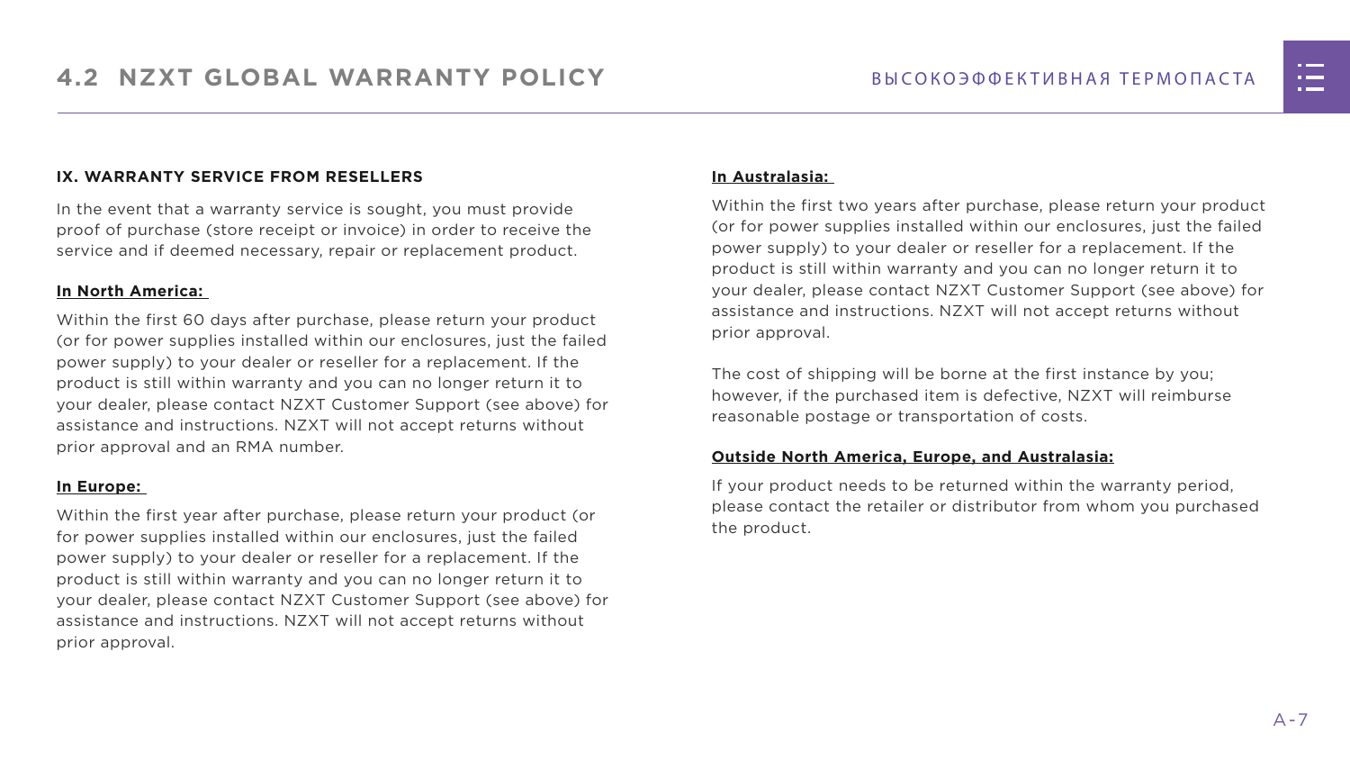## 4.2 NZXT GLOBAL WARRANTY POLICY

### IX. WARRANTY SERVICE FROM RESELLERS

In the event that a warranty service is sought, you must provide proof of purchase (store receipt or invoice) in order to receive the service and if deemed necessary, repair or replacement product.

**In North America:**

Within the first 60 days after purchase, please return your product (or for power supplies installed within our enclosures, just the failed power supply) to your dealer or reseller for a replacement. If the product is still within warranty and you can no longer return it to your dealer, please contact NZXT Customer Support (see above) for assistance and instructions. NZXT will not accept returns without prior approval and an RMA number.

**In Europe:**

Within the first year after purchase, please return your product (or for power supplies installed within our enclosures, just the failed power supply) to your dealer or reseller for a replacement. If the product is still within warranty and you can no longer return it to your dealer, please contact NZXT Customer Support (see above) for assistance and instructions. NZXT will not accept returns without prior approval.

**In Australasia:**

Within the first two years after purchase, please return your product (or for power supplies installed within our enclosures, just the failed power supply) to your dealer or reseller for a replacement. If the product is still within warranty and you can no longer return it to your dealer, please contact NZXT Customer Support (see above) for assistance and instructions. NZXT will not accept returns without prior approval.

The cost of shipping will be borne at the first instance by you; however, if the purchased item is defective, NZXT will reimburse reasonable postage or transportation of costs.

**Outside North America, Europe, and Australasia:**

If your product needs to be returned within the warranty period, please contact the retailer or distributor from whom you purchased the product.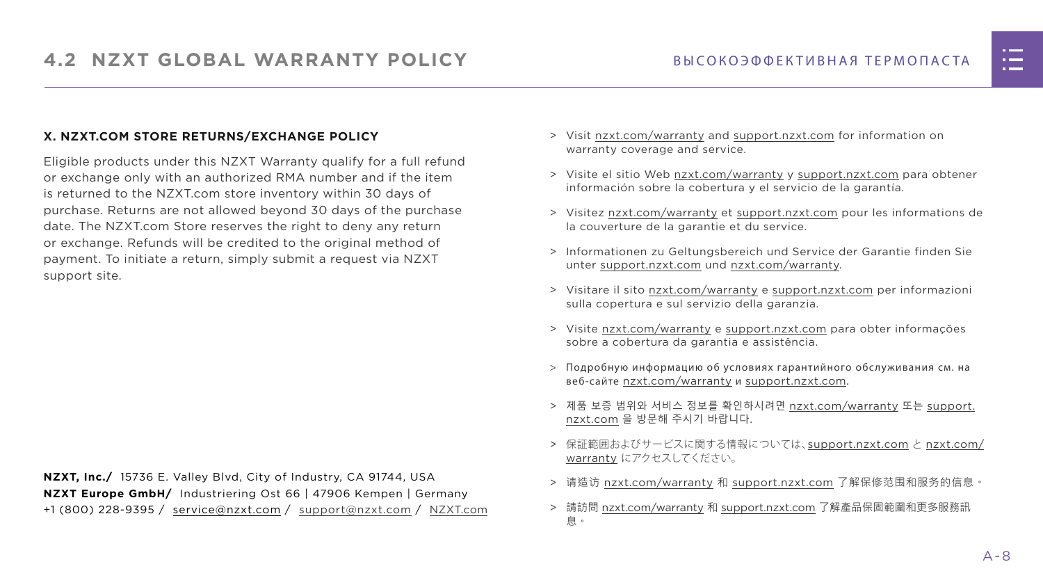# 4.2 NZXT GLOBAL WARRANTY POLICY

### X. NZXT.COM STORE RETURNS/EXCHANGE POLICY

Eligible products under this NZXT Warranty qualify for a full refund or exchange only with an authorized RMA number and if the item is returned to the NZXT.com store inventory within 30 days of purchase. Returns are not allowed beyond 30 days of the purchase date. The NZXT.com Store reserves the right to deny any return or exchange. Refunds will be credited to the original method of payment. To initiate a return, simply submit a request via NZXT support site.

**NZXT, Inc./** 15736 E. Valley Blvd, City of Industry, CA 91744, USA
**NZXT Europe GmbH/** Industriering Ost 66 | 47906 Kempen | Germany
+1 (800) 228-9395 / service@nzxt.com / support@nzxt.com / NZXT.com

> Visit nzxt.com/warranty and support.nzxt.com for information on warranty coverage and service.

> Visite el sitio Web nzxt.com/warranty y support.nzxt.com para obtener información sobre la cobertura y el servicio de la garantía.

> Visitez nzxt.com/warranty et support.nzxt.com pour les informations de la couverture de la garantie et du service.

> Informationen zu Geltungsbereich und Service der Garantie finden Sie unter support.nzxt.com und nzxt.com/warranty.

> Visitare il sito nzxt.com/warranty e support.nzxt.com per informazioni sulla copertura e sul servizio della garanzia.

> Visite nzxt.com/warranty e support.nzxt.com para obter informações sobre a cobertura da garantia e assistência.

> Подробную информацию об условиях гарантийного обслуживания см. на веб-сайте nzxt.com/warranty и support.nzxt.com.

> 제품 보증 범위와 서비스 정보를 확인하시려면 nzxt.com/warranty 또는 support.nzxt.com 을 방문해 주시기 바랍니다.

> 保証範囲およびサービスに関する情報については、support.nzxt.com と nzxt.com/warranty にアクセスしてください。

> 请造访 nzxt.com/warranty 和 support.nzxt.com 了解保修范围和服务的信息。

> 請訪問 nzxt.com/warranty 和 support.nzxt.com 了解產品保固範圍和更多服務訊息。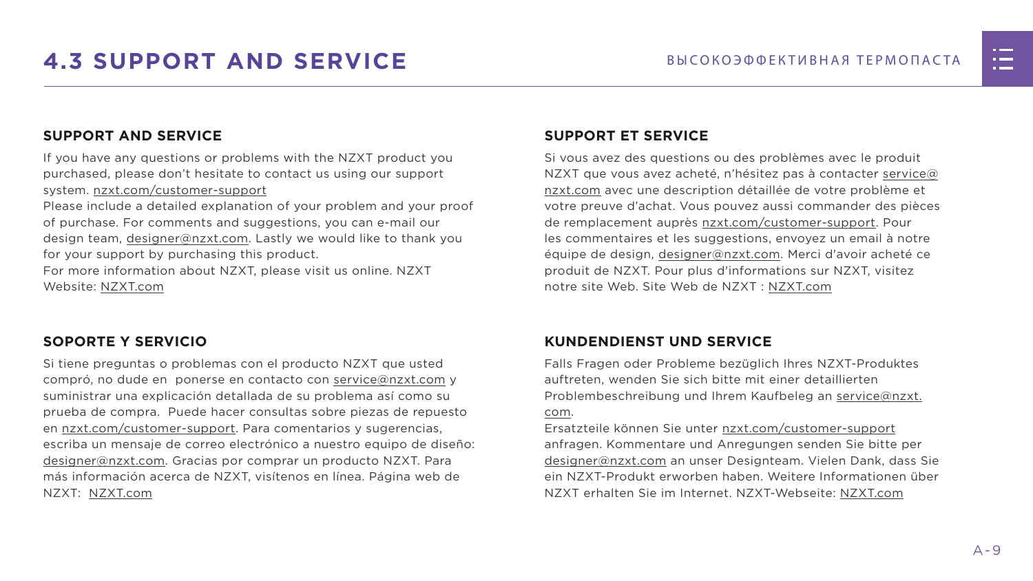# 4.3 SUPPORT AND SERVICE

## SUPPORT AND SERVICE

If you have any questions or problems with the NZXT product you purchased, please don't hesitate to contact us using our support system. nzxt.com/customer-support
Please include a detailed explanation of your problem and your proof of purchase. For comments and suggestions, you can e-mail our design team, designer@nzxt.com. Lastly we would like to thank you for your support by purchasing this product.
For more information about NZXT, please visit us online. NZXT Website: NZXT.com

## SUPPORT ET SERVICE

Si vous avez des questions ou des problèmes avec le produit NZXT que vous avez acheté, n'hésitez pas à contacter service@nzxt.com avec une description détaillée de votre problème et votre preuve d'achat. Vous pouvez aussi commander des pièces de remplacement auprès nzxt.com/customer-support. Pour les commentaires et les suggestions, envoyez un email à notre équipe de design, designer@nzxt.com. Merci d'avoir acheté ce produit de NZXT. Pour plus d'informations sur NZXT, visitez notre site Web. Site Web de NZXT : NZXT.com

## SOPORTE Y SERVICIO

Si tiene preguntas o problemas con el producto NZXT que usted compró, no dude en ponerse en contacto con service@nzxt.com y suministrar una explicación detallada de su problema así como su prueba de compra. Puede hacer consultas sobre piezas de repuesto en nzxt.com/customer-support. Para comentarios y sugerencias, escriba un mensaje de correo electrónico a nuestro equipo de diseño: designer@nzxt.com. Gracias por comprar un producto NZXT. Para más información acerca de NZXT, visítenos en línea. Página web de NZXT: NZXT.com

## KUNDENDIENST UND SERVICE

Falls Fragen oder Probleme bezüglich Ihres NZXT-Produktes auftreten, wenden Sie sich bitte mit einer detaillierten Problembeschreibung und Ihrem Kaufbeleg an service@nzxt.com.
Ersatzteile können Sie unter nzxt.com/customer-support anfragen. Kommentare und Anregungen senden Sie bitte per designer@nzxt.com an unser Designteam. Vielen Dank, dass Sie ein NZXT-Produkt erworben haben. Weitere Informationen über NZXT erhalten Sie im Internet. NZXT-Webseite: NZXT.com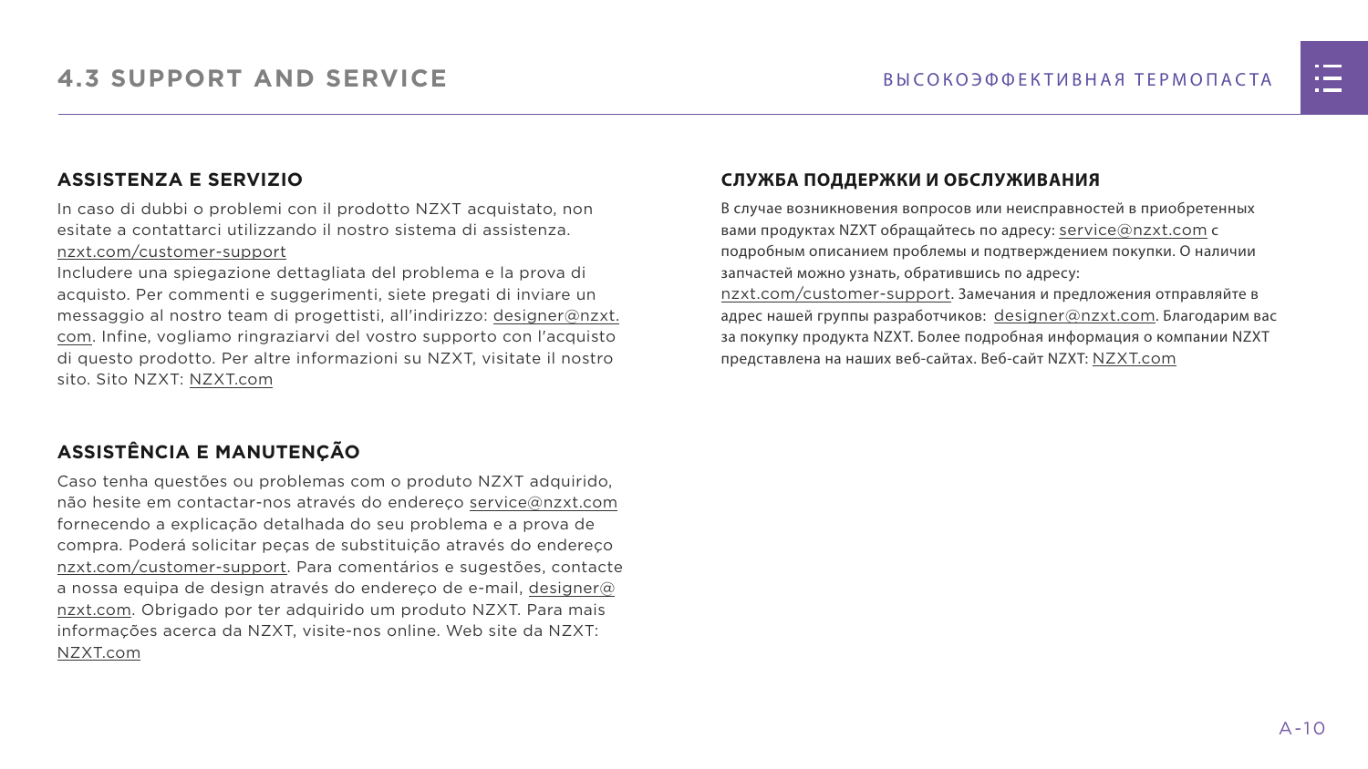## 4.3 SUPPORT AND SERVICE

### ASSISTENZA E SERVIZIO

In caso di dubbi o problemi con il prodotto NZXT acquistato, non esitate a contattarci utilizzando il nostro sistema di assistenza. nzxt.com/customer-support
Includere una spiegazione dettagliata del problema e la prova di acquisto. Per commenti e suggerimenti, siete pregati di inviare un messaggio al nostro team di progettisti, all'indirizzo: designer@nzxt.com. Infine, vogliamo ringraziarvi del vostro supporto con l'acquisto di questo prodotto. Per altre informazioni su NZXT, visitate il nostro sito. Sito NZXT: NZXT.com

### ASSISTÊNCIA E MANUTENÇÃO

Caso tenha questões ou problemas com o produto NZXT adquirido, não hesite em contactar-nos através do endereço service@nzxt.com fornecendo a explicação detalhada do seu problema e a prova de compra. Poderá solicitar peças de substituição através do endereço nzxt.com/customer-support. Para comentários e sugestões, contacte a nossa equipa de design através do endereço de e-mail, designer@nzxt.com. Obrigado por ter adquirido um produto NZXT. Para mais informações acerca da NZXT, visite-nos online. Web site da NZXT: NZXT.com

### СЛУЖБА ПОДДЕРЖКИ И ОБСЛУЖИВАНИЯ

В случае возникновения вопросов или неисправностей в приобретенных вами продуктах NZXT обращайтесь по адресу: service@nzxt.com с подробным описанием проблемы и подтверждением покупки. О наличии запчастей можно узнать, обратившись по адресу: nzxt.com/customer-support. Замечания и предложения отправляйте в адрес нашей группы разработчиков: designer@nzxt.com. Благодарим вас за покупку продукта NZXT. Более подробная информация о компании NZXT представлена на наших веб-сайтах. Веб-сайт NZXT: NZXT.com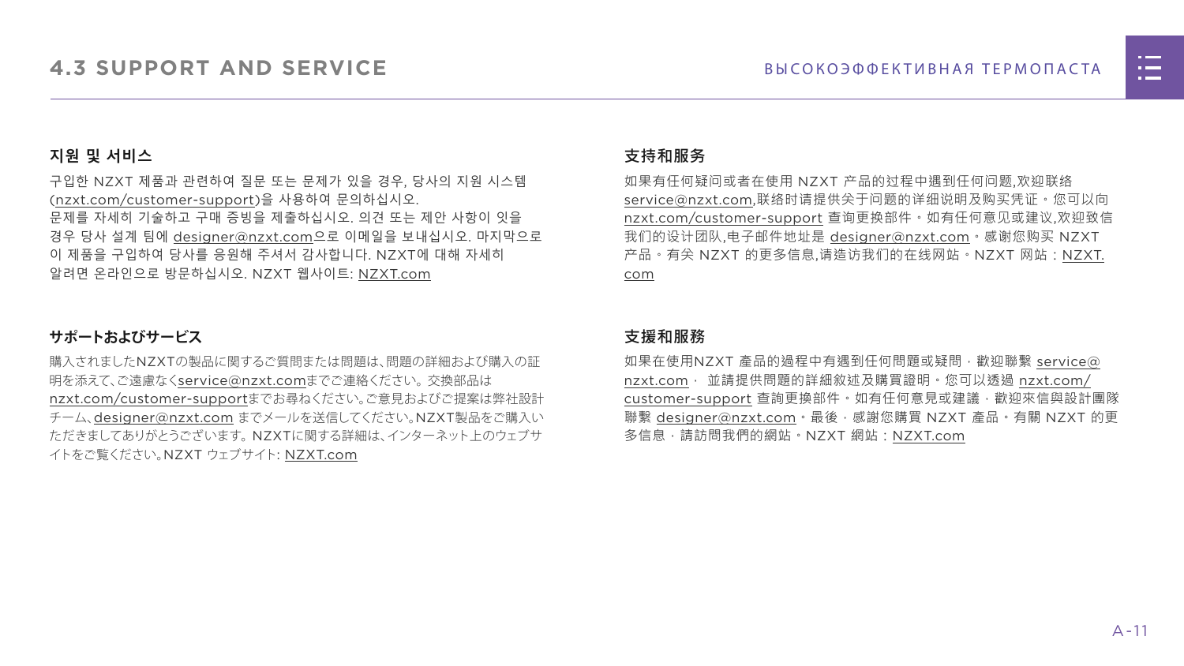# 4.3 SUPPORT AND SERVICE

## 지원 및 서비스

구입한 NZXT 제품과 관련하여 질문 또는 문제가 있을 경우, 당사의 지원 시스템 (nzxt.com/customer-support)을 사용하여 문의하십시오.
문제를 자세히 기술하고 구매 증빙을 제출하십시오. 의견 또는 제안 사항이 잇을 경우 당사 설계 팀에 designer@nzxt.com으로 이메일을 보내십시오. 마지막으로 이 제품을 구입하여 당사를 응원해 주셔서 감사합니다. NZXT에 대해 자세히 알려면 온라인으로 방문하십시오. NZXT 웹사이트: NZXT.com

## サポートおよびサービス

購入されましたNZXTの製品に関するご質問または問題は、問題の詳細および購入の証明を添えて、ご遠慮なくservice@nzxt.comまでご連絡ください。交換部品はnzxt.com/customer-supportまでお尋ねください。ご意見およびご提案は弊社設計チーム、designer@nzxt.com までメールを送信してください。NZXT製品をご購入いただきましてありがとうございます。NZXTに関する詳細は、インターネット上のウェブサイトをご覧ください。NZXT ウェブサイト: NZXT.com

## 支持和服务

如果有任何疑问或者在使用 NZXT 产品的过程中遇到任何问题,欢迎联络 service@nzxt.com,联络时请提供关于问题的详细说明及购买凭证。您可以向 nzxt.com/customer-support 查询更换部件。如有任何意见或建议,欢迎致信我们的设计团队,电子邮件地址是 designer@nzxt.com。感谢您购买 NZXT 产品。有关 NZXT 的更多信息,请造访我们的在线网站。NZXT 网站：NZXT.com

## 支援和服務

如果在使用NZXT 產品的過程中有遇到任何問題或疑問，歡迎聯繫 service@nzxt.com，並請提供問題的詳細敘述及購買證明。您可以透過 nzxt.com/customer-support 查詢更換部件。如有任何意見或建議，歡迎來信與設計團隊聯繫 designer@nzxt.com。最後，感謝您購買 NZXT 產品。有關 NZXT 的更多信息，請訪問我們的網站。NZXT 網站：NZXT.com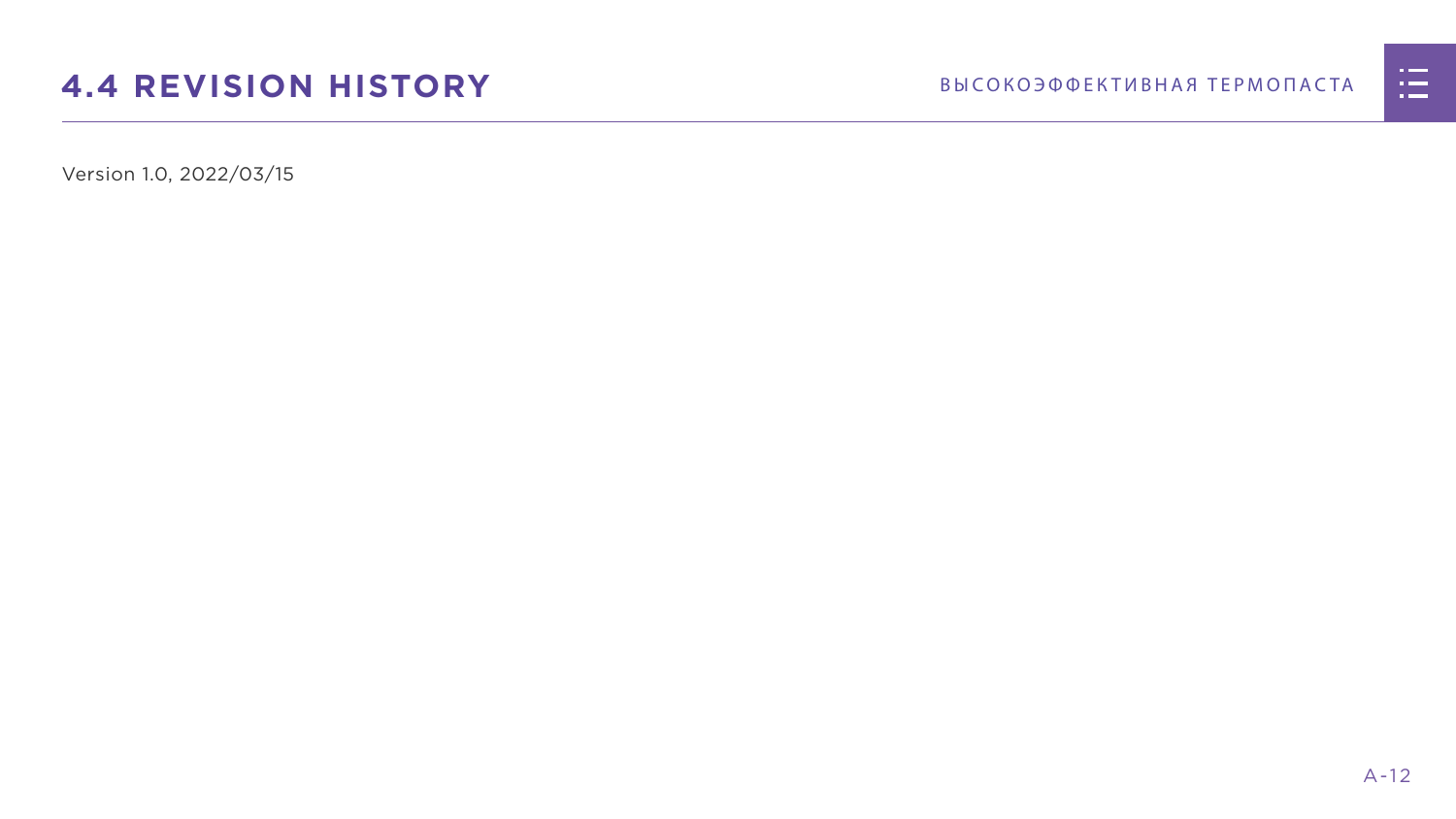## 4.4 REVISION HISTORY

Version 1.0, 2022/03/15